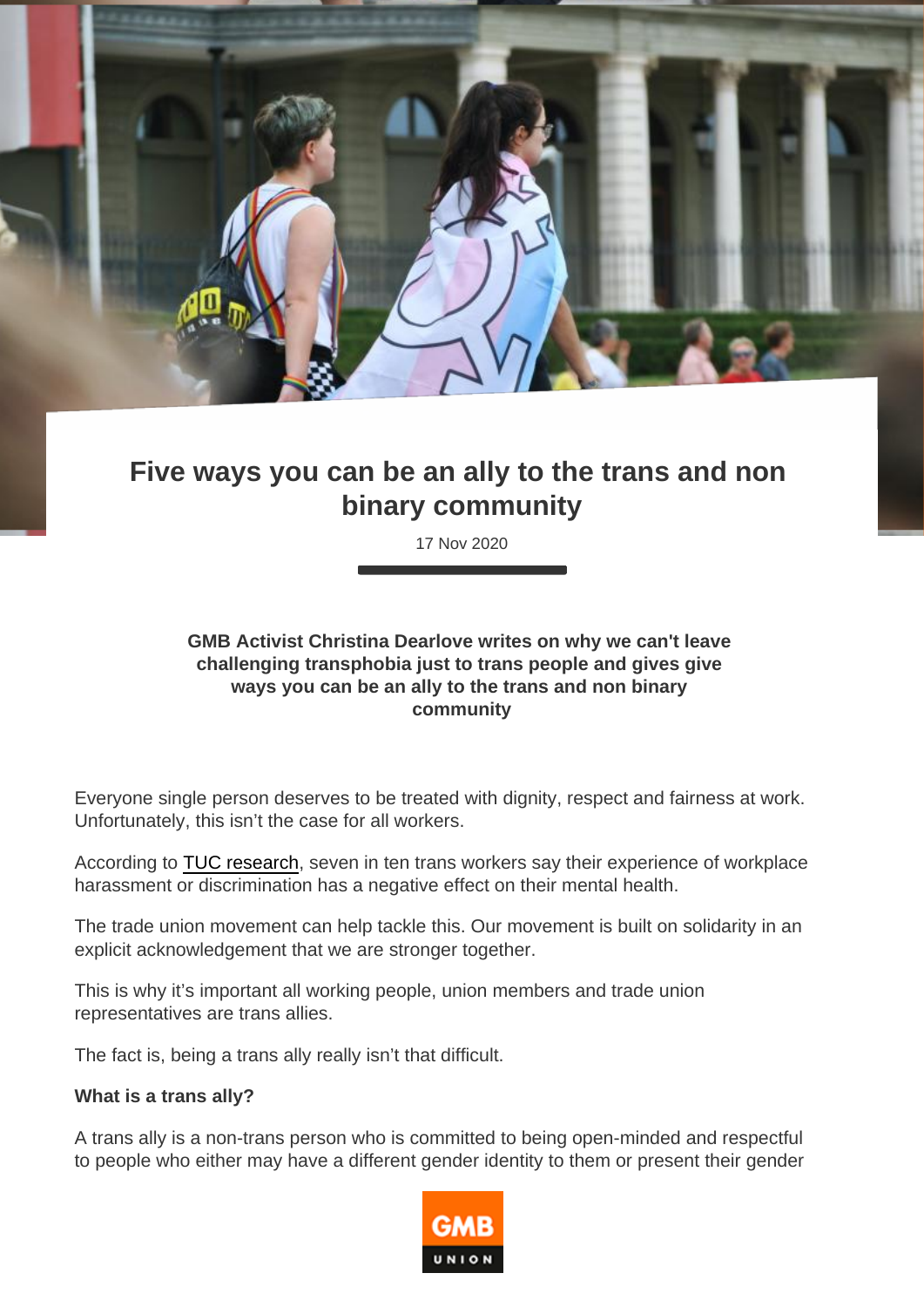# Five ways you can be an ally to the trans and non binary community

17 Nov 2020

**GMB Activist Christina Dearlove writes on why we can't leave challenging transphobia just to trans people and gives give ways you can be an ally to the trans and non binary community**

Everyone single person deserves to be treated with dignity, respect and fairness at work. Unfortunately, this isn't the case for all workers.

According to TUC research, seven in ten trans workers say their experience of workplace harassment or discrimination has a negative effect on their mental health.

The trade union movement can help tackle this. Our movement is built on solidarity in an explicit acknowledgement that we are stronger together.

This is why it's important all working people, union members and trade union representatives are trans allies.

The fact is, being a trans ally really isn't that difficult.

**What is a trans ally?**

A trans ally is a non-trans person who is committed to being open-minded and respectful to people who either may have a different gender identity to them or present their gender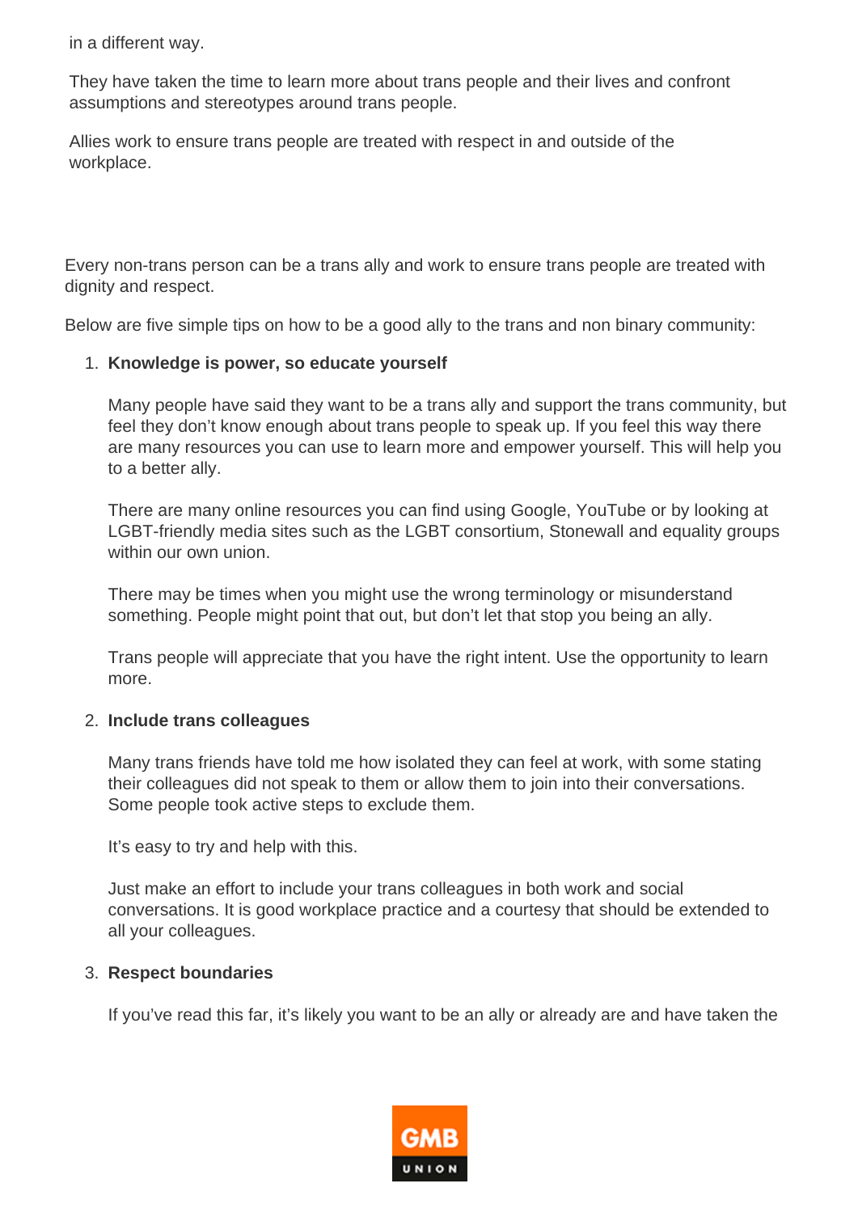in a different way.

They have taken the time to learn more about trans people and their lives and confront assumptions and stereotypes around trans people.

Allies work to ensure trans people are treated with respect in and outside of the workplace.

Every non-trans person can be a trans ally and work to ensure trans people are treated with dignity and respect.

Below are five simple tips on how to be a good ally to the trans and non binary community:

1. **Knowledge is power, so educate yourself**

   Many people have said they want to be a trans ally and support the trans community, but feel they don't know enough about trans people to speak up. If you feel this way there are many resources you can use to learn more and empower yourself. This will help you to a better ally.

   There are many online resources you can find using Google, YouTube or by looking at LGBT-friendly media sites such as the LGBT consortium, Stonewall and equality groups within our own union.

   There may be times when you might use the wrong terminology or misunderstand something. People might point that out, but don't let that stop you being an ally.

   Trans people will appreciate that you have the right intent. Use the opportunity to learn more.

2. **Include trans colleagues**

   Many trans friends have told me how isolated they can feel at work, with some stating their colleagues did not speak to them or allow them to join into their conversations. Some people took active steps to exclude them.

   It's easy to try and help with this.

   Just make an effort to include your trans colleagues in both work and social conversations. It is good workplace practice and a courtesy that should be extended to all your colleagues.

3. **Respect boundaries**

   If you've read this far, it's likely you want to be an ally or already are and have taken the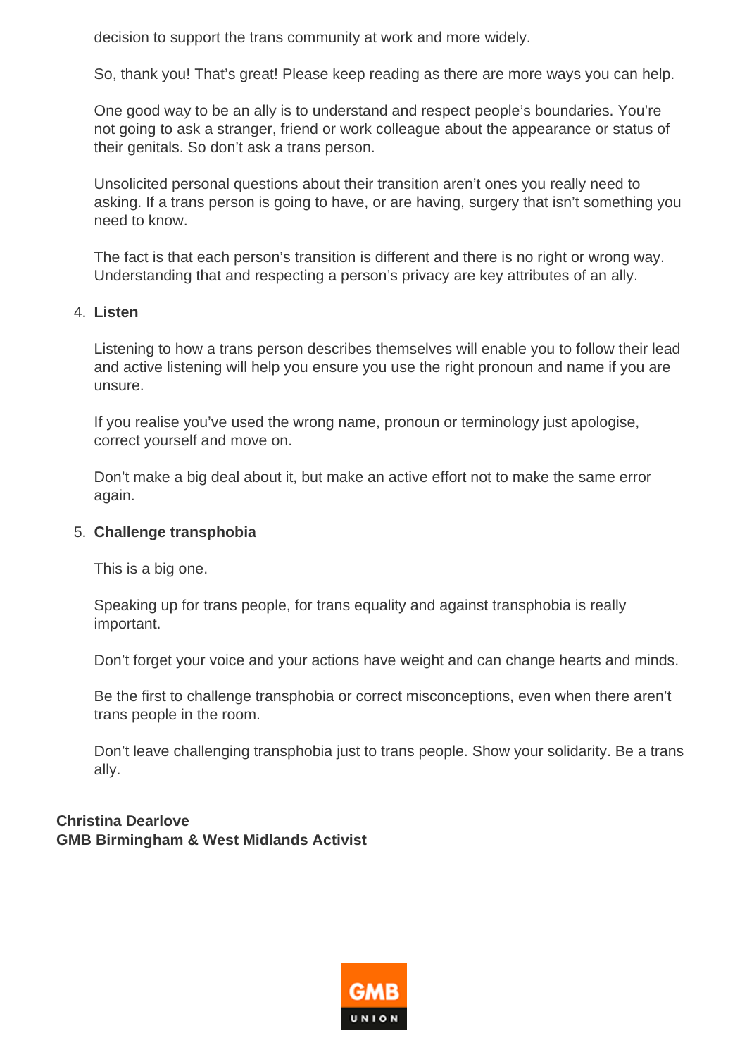decision to support the trans community at work and more widely.

So, thank you! That's great! Please keep reading as there are more ways you can help.

One good way to be an ally is to understand and respect people's boundaries. You're not going to ask a stranger, friend or work colleague about the appearance or status of their genitals. So don't ask a trans person.

Unsolicited personal questions about their transition aren't ones you really need to asking. If a trans person is going to have, or are having, surgery that isn't something you need to know.

The fact is that each person's transition is different and there is no right or wrong way. Understanding that and respecting a person's privacy are key attributes of an ally.

4. **Listen**

   Listening to how a trans person describes themselves will enable you to follow their lead and active listening will help you ensure you use the right pronoun and name if you are unsure.

   If you realise you've used the wrong name, pronoun or terminology just apologise, correct yourself and move on.

   Don't make a big deal about it, but make an active effort not to make the same error again.

5. **Challenge transphobia**

   This is a big one.

   Speaking up for trans people, for trans equality and against transphobia is really important.

   Don't forget your voice and your actions have weight and can change hearts and minds.

   Be the first to challenge transphobia or correct misconceptions, even when there aren't trans people in the room.

   Don't leave challenging transphobia just to trans people. Show your solidarity. Be a trans ally.

**Christina Dearlove**
**GMB Birmingham & West Midlands Activist**

GMB UNION